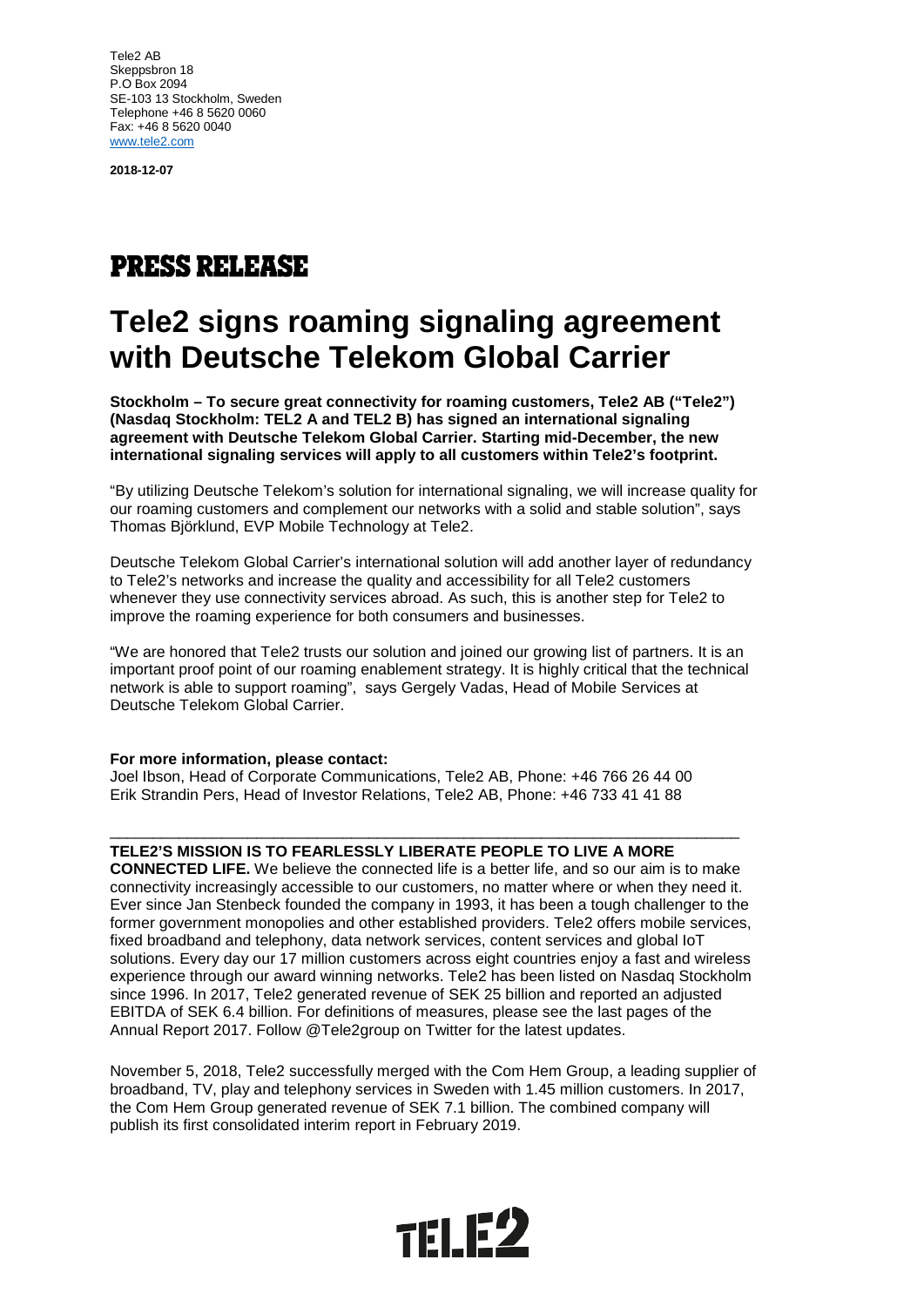Tele2 AB
Skeppsbron 18
P.O Box 2094
SE-103 13 Stockholm, Sweden
Telephone +46 8 5620 0060
Fax: +46 8 5620 0040
www.tele2.com

**2018-12-07**

# PRESS RELEASE

# Tele2 signs roaming signaling agreement with Deutsche Telekom Global Carrier

**Stockholm – To secure great connectivity for roaming customers, Tele2 AB ("Tele2") (Nasdaq Stockholm: TEL2 A and TEL2 B) has signed an international signaling agreement with Deutsche Telekom Global Carrier. Starting mid-December, the new international signaling services will apply to all customers within Tele2's footprint.**

"By utilizing Deutsche Telekom's solution for international signaling, we will increase quality for our roaming customers and complement our networks with a solid and stable solution", says Thomas Björklund, EVP Mobile Technology at Tele2.

Deutsche Telekom Global Carrier's international solution will add another layer of redundancy to Tele2's networks and increase the quality and accessibility for all Tele2 customers whenever they use connectivity services abroad. As such, this is another step for Tele2 to improve the roaming experience for both consumers and businesses.

"We are honored that Tele2 trusts our solution and joined our growing list of partners. It is an important proof point of our roaming enablement strategy. It is highly critical that the technical network is able to support roaming", says Gergely Vadas, Head of Mobile Services at Deutsche Telekom Global Carrier.

**For more information, please contact:**
Joel Ibson, Head of Corporate Communications, Tele2 AB, Phone: +46 766 26 44 00
Erik Strandin Pers, Head of Investor Relations, Tele2 AB, Phone: +46 733 41 41 88

---

**TELE2'S MISSION IS TO FEARLESSLY LIBERATE PEOPLE TO LIVE A MORE CONNECTED LIFE.** We believe the connected life is a better life, and so our aim is to make connectivity increasingly accessible to our customers, no matter where or when they need it. Ever since Jan Stenbeck founded the company in 1993, it has been a tough challenger to the former government monopolies and other established providers. Tele2 offers mobile services, fixed broadband and telephony, data network services, content services and global IoT solutions. Every day our 17 million customers across eight countries enjoy a fast and wireless experience through our award winning networks. Tele2 has been listed on Nasdaq Stockholm since 1996. In 2017, Tele2 generated revenue of SEK 25 billion and reported an adjusted EBITDA of SEK 6.4 billion. For definitions of measures, please see the last pages of the Annual Report 2017. Follow @Tele2group on Twitter for the latest updates.

November 5, 2018, Tele2 successfully merged with the Com Hem Group, a leading supplier of broadband, TV, play and telephony services in Sweden with 1.45 million customers. In 2017, the Com Hem Group generated revenue of SEK 7.1 billion. The combined company will publish its first consolidated interim report in February 2019.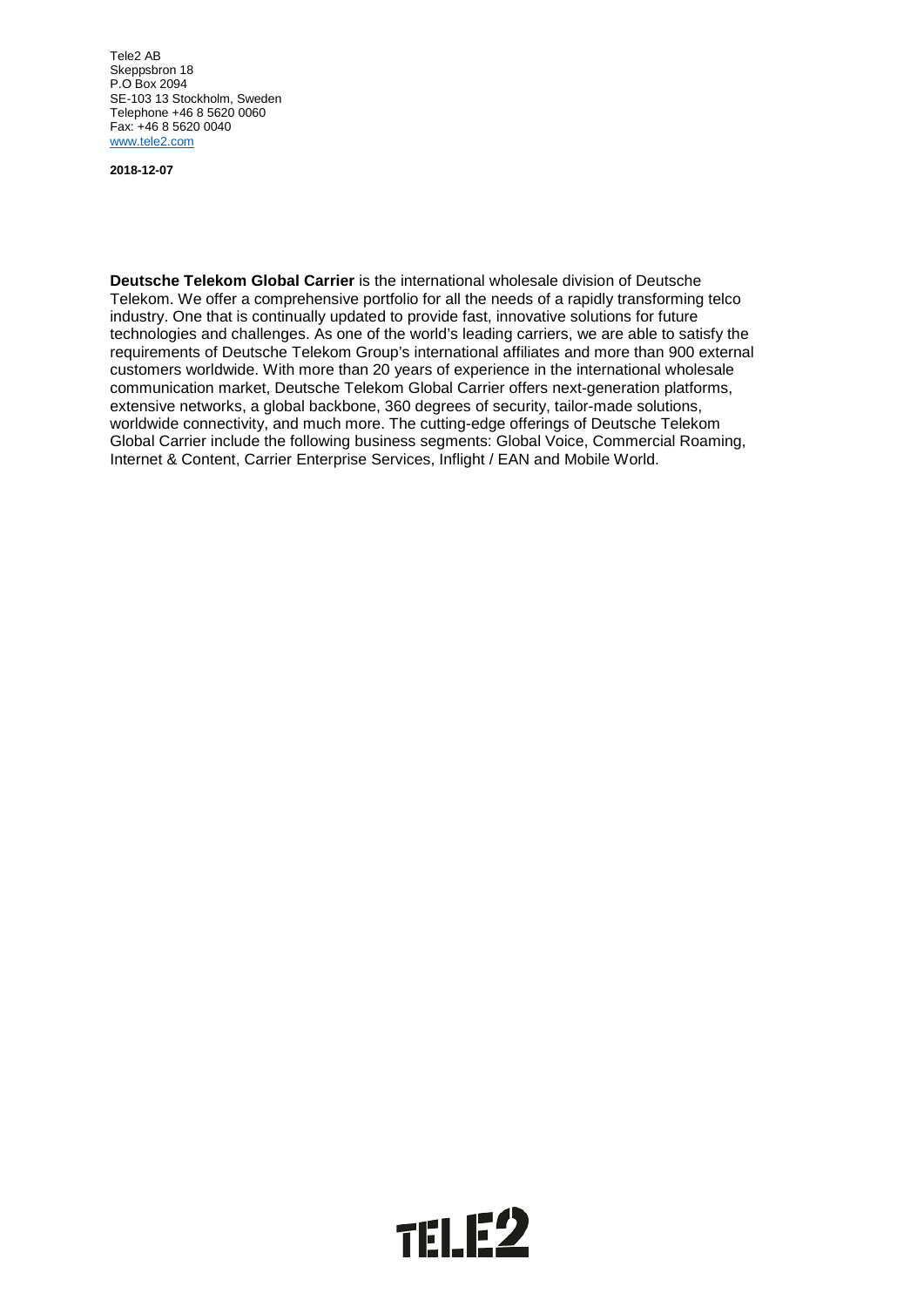Tele2 AB
Skeppsbron 18
P.O Box 2094
SE-103 13 Stockholm, Sweden
Telephone +46 8 5620 0060
Fax: +46 8 5620 0040
www.tele2.com

**2018-12-07**

**Deutsche Telekom Global Carrier** is the international wholesale division of Deutsche Telekom. We offer a comprehensive portfolio for all the needs of a rapidly transforming telco industry. One that is continually updated to provide fast, innovative solutions for future technologies and challenges. As one of the world's leading carriers, we are able to satisfy the requirements of Deutsche Telekom Group's international affiliates and more than 900 external customers worldwide. With more than 20 years of experience in the international wholesale communication market, Deutsche Telekom Global Carrier offers next-generation platforms, extensive networks, a global backbone, 360 degrees of security, tailor-made solutions, worldwide connectivity, and much more. The cutting-edge offerings of Deutsche Telekom Global Carrier include the following business segments: Global Voice, Commercial Roaming, Internet & Content, Carrier Enterprise Services, Inflight / EAN and Mobile World.